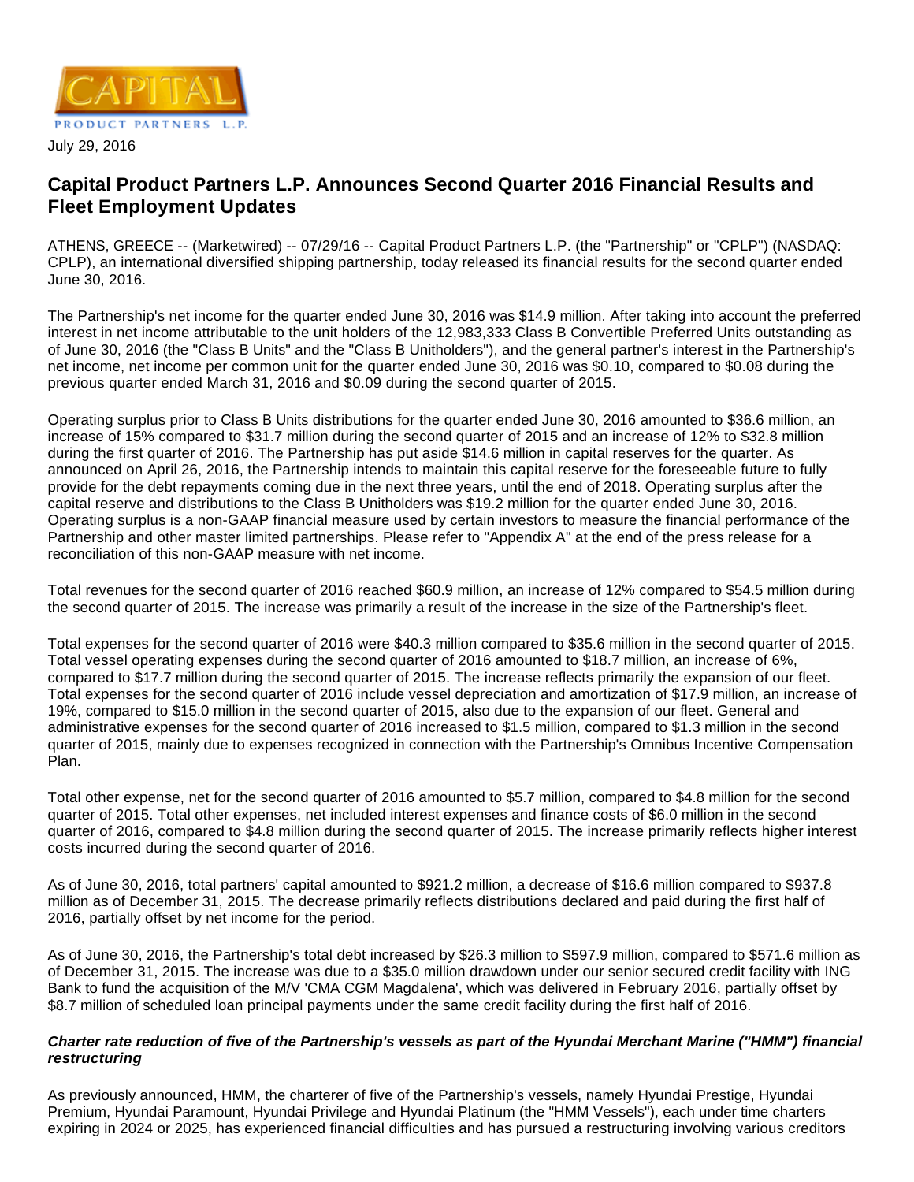CAPITAL
PRODUCT PARTNERS L.P.

July 29, 2016

## Capital Product Partners L.P. Announces Second Quarter 2016 Financial Results and Fleet Employment Updates

ATHENS, GREECE -- (Marketwired) -- 07/29/16 -- Capital Product Partners L.P. (the "Partnership" or "CPLP") (NASDAQ: CPLP), an international diversified shipping partnership, today released its financial results for the second quarter ended June 30, 2016.

The Partnership's net income for the quarter ended June 30, 2016 was $14.9 million. After taking into account the preferred interest in net income attributable to the unit holders of the 12,983,333 Class B Convertible Preferred Units outstanding as of June 30, 2016 (the "Class B Units" and the "Class B Unitholders"), and the general partner's interest in the Partnership's net income, net income per common unit for the quarter ended June 30, 2016 was $0.10, compared to $0.08 during the previous quarter ended March 31, 2016 and $0.09 during the second quarter of 2015.

Operating surplus prior to Class B Units distributions for the quarter ended June 30, 2016 amounted to $36.6 million, an increase of 15% compared to $31.7 million during the second quarter of 2015 and an increase of 12% to $32.8 million during the first quarter of 2016. The Partnership has put aside $14.6 million in capital reserves for the quarter. As announced on April 26, 2016, the Partnership intends to maintain this capital reserve for the foreseeable future to fully provide for the debt repayments coming due in the next three years, until the end of 2018. Operating surplus after the capital reserve and distributions to the Class B Unitholders was $19.2 million for the quarter ended June 30, 2016. Operating surplus is a non-GAAP financial measure used by certain investors to measure the financial performance of the Partnership and other master limited partnerships. Please refer to "Appendix A" at the end of the press release for a reconciliation of this non-GAAP measure with net income.

Total revenues for the second quarter of 2016 reached $60.9 million, an increase of 12% compared to $54.5 million during the second quarter of 2015. The increase was primarily a result of the increase in the size of the Partnership's fleet.

Total expenses for the second quarter of 2016 were $40.3 million compared to $35.6 million in the second quarter of 2015. Total vessel operating expenses during the second quarter of 2016 amounted to $18.7 million, an increase of 6%, compared to $17.7 million during the second quarter of 2015. The increase reflects primarily the expansion of our fleet. Total expenses for the second quarter of 2016 include vessel depreciation and amortization of $17.9 million, an increase of 19%, compared to $15.0 million in the second quarter of 2015, also due to the expansion of our fleet. General and administrative expenses for the second quarter of 2016 increased to $1.5 million, compared to $1.3 million in the second quarter of 2015, mainly due to expenses recognized in connection with the Partnership's Omnibus Incentive Compensation Plan.

Total other expense, net for the second quarter of 2016 amounted to $5.7 million, compared to $4.8 million for the second quarter of 2015. Total other expenses, net included interest expenses and finance costs of $6.0 million in the second quarter of 2016, compared to $4.8 million during the second quarter of 2015. The increase primarily reflects higher interest costs incurred during the second quarter of 2016.

As of June 30, 2016, total partners' capital amounted to $921.2 million, a decrease of $16.6 million compared to $937.8 million as of December 31, 2015. The decrease primarily reflects distributions declared and paid during the first half of 2016, partially offset by net income for the period.

As of June 30, 2016, the Partnership's total debt increased by $26.3 million to $597.9 million, compared to $571.6 million as of December 31, 2015. The increase was due to a $35.0 million drawdown under our senior secured credit facility with ING Bank to fund the acquisition of the M/V 'CMA CGM Magdalena', which was delivered in February 2016, partially offset by $8.7 million of scheduled loan principal payments under the same credit facility during the first half of 2016.

***Charter rate reduction of five of the Partnership's vessels as part of the Hyundai Merchant Marine ("HMM") financial restructuring***

As previously announced, HMM, the charterer of five of the Partnership's vessels, namely Hyundai Prestige, Hyundai Premium, Hyundai Paramount, Hyundai Privilege and Hyundai Platinum (the "HMM Vessels"), each under time charters expiring in 2024 or 2025, has experienced financial difficulties and has pursued a restructuring involving various creditors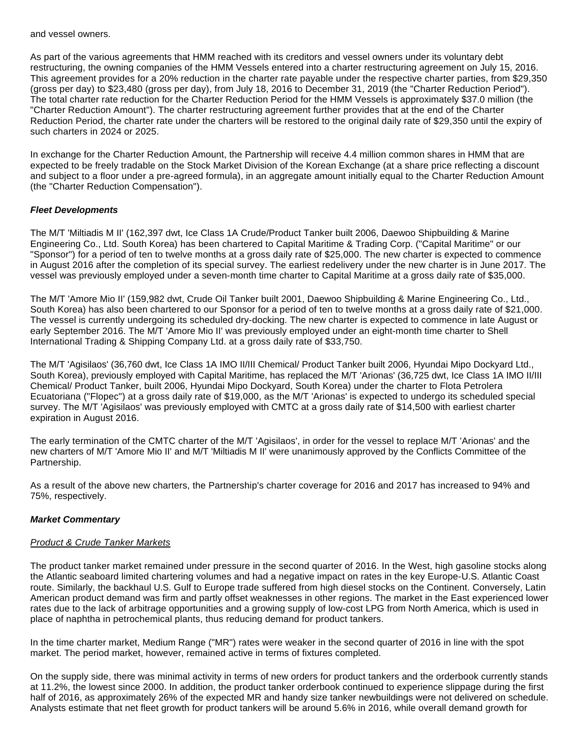and vessel owners.

As part of the various agreements that HMM reached with its creditors and vessel owners under its voluntary debt restructuring, the owning companies of the HMM Vessels entered into a charter restructuring agreement on July 15, 2016. This agreement provides for a 20% reduction in the charter rate payable under the respective charter parties, from $29,350 (gross per day) to $23,480 (gross per day), from July 18, 2016 to December 31, 2019 (the "Charter Reduction Period"). The total charter rate reduction for the Charter Reduction Period for the HMM Vessels is approximately $37.0 million (the "Charter Reduction Amount"). The charter restructuring agreement further provides that at the end of the Charter Reduction Period, the charter rate under the charters will be restored to the original daily rate of $29,350 until the expiry of such charters in 2024 or 2025.

In exchange for the Charter Reduction Amount, the Partnership will receive 4.4 million common shares in HMM that are expected to be freely tradable on the Stock Market Division of the Korean Exchange (at a share price reflecting a discount and subject to a floor under a pre-agreed formula), in an aggregate amount initially equal to the Charter Reduction Amount (the "Charter Reduction Compensation").

***Fleet Developments***

The M/T 'Miltiadis M II' (162,397 dwt, Ice Class 1A Crude/Product Tanker built 2006, Daewoo Shipbuilding & Marine Engineering Co., Ltd. South Korea) has been chartered to Capital Maritime & Trading Corp. ("Capital Maritime" or our "Sponsor") for a period of ten to twelve months at a gross daily rate of $25,000. The new charter is expected to commence in August 2016 after the completion of its special survey. The earliest redelivery under the new charter is in June 2017. The vessel was previously employed under a seven-month time charter to Capital Maritime at a gross daily rate of $35,000.

The M/T 'Amore Mio II' (159,982 dwt, Crude Oil Tanker built 2001, Daewoo Shipbuilding & Marine Engineering Co., Ltd., South Korea) has also been chartered to our Sponsor for a period of ten to twelve months at a gross daily rate of $21,000. The vessel is currently undergoing its scheduled dry-docking. The new charter is expected to commence in late August or early September 2016. The M/T 'Amore Mio II' was previously employed under an eight-month time charter to Shell International Trading & Shipping Company Ltd. at a gross daily rate of $33,750.

The M/T 'Agisilaos' (36,760 dwt, Ice Class 1A IMO II/III Chemical/ Product Tanker built 2006, Hyundai Mipo Dockyard Ltd., South Korea), previously employed with Capital Maritime, has replaced the M/T 'Arionas' (36,725 dwt, Ice Class 1A IMO II/III Chemical/ Product Tanker, built 2006, Hyundai Mipo Dockyard, South Korea) under the charter to Flota Petrolera Ecuatoriana ("Flopec") at a gross daily rate of $19,000, as the M/T 'Arionas' is expected to undergo its scheduled special survey. The M/T 'Agisilaos' was previously employed with CMTC at a gross daily rate of $14,500 with earliest charter expiration in August 2016.

The early termination of the CMTC charter of the M/T 'Agisilaos', in order for the vessel to replace M/T 'Arionas' and the new charters of M/T 'Amore Mio II' and M/T 'Miltiadis M II' were unanimously approved by the Conflicts Committee of the Partnership.

As a result of the above new charters, the Partnership's charter coverage for 2016 and 2017 has increased to 94% and 75%, respectively.

***Market Commentary***

<u>Product & Crude Tanker Markets</u>

The product tanker market remained under pressure in the second quarter of 2016. In the West, high gasoline stocks along the Atlantic seaboard limited chartering volumes and had a negative impact on rates in the key Europe-U.S. Atlantic Coast route. Similarly, the backhaul U.S. Gulf to Europe trade suffered from high diesel stocks on the Continent. Conversely, Latin American product demand was firm and partly offset weaknesses in other regions. The market in the East experienced lower rates due to the lack of arbitrage opportunities and a growing supply of low-cost LPG from North America, which is used in place of naphtha in petrochemical plants, thus reducing demand for product tankers.

In the time charter market, Medium Range ("MR") rates were weaker in the second quarter of 2016 in line with the spot market. The period market, however, remained active in terms of fixtures completed.

On the supply side, there was minimal activity in terms of new orders for product tankers and the orderbook currently stands at 11.2%, the lowest since 2000. In addition, the product tanker orderbook continued to experience slippage during the first half of 2016, as approximately 26% of the expected MR and handy size tanker newbuildings were not delivered on schedule. Analysts estimate that net fleet growth for product tankers will be around 5.6% in 2016, while overall demand growth for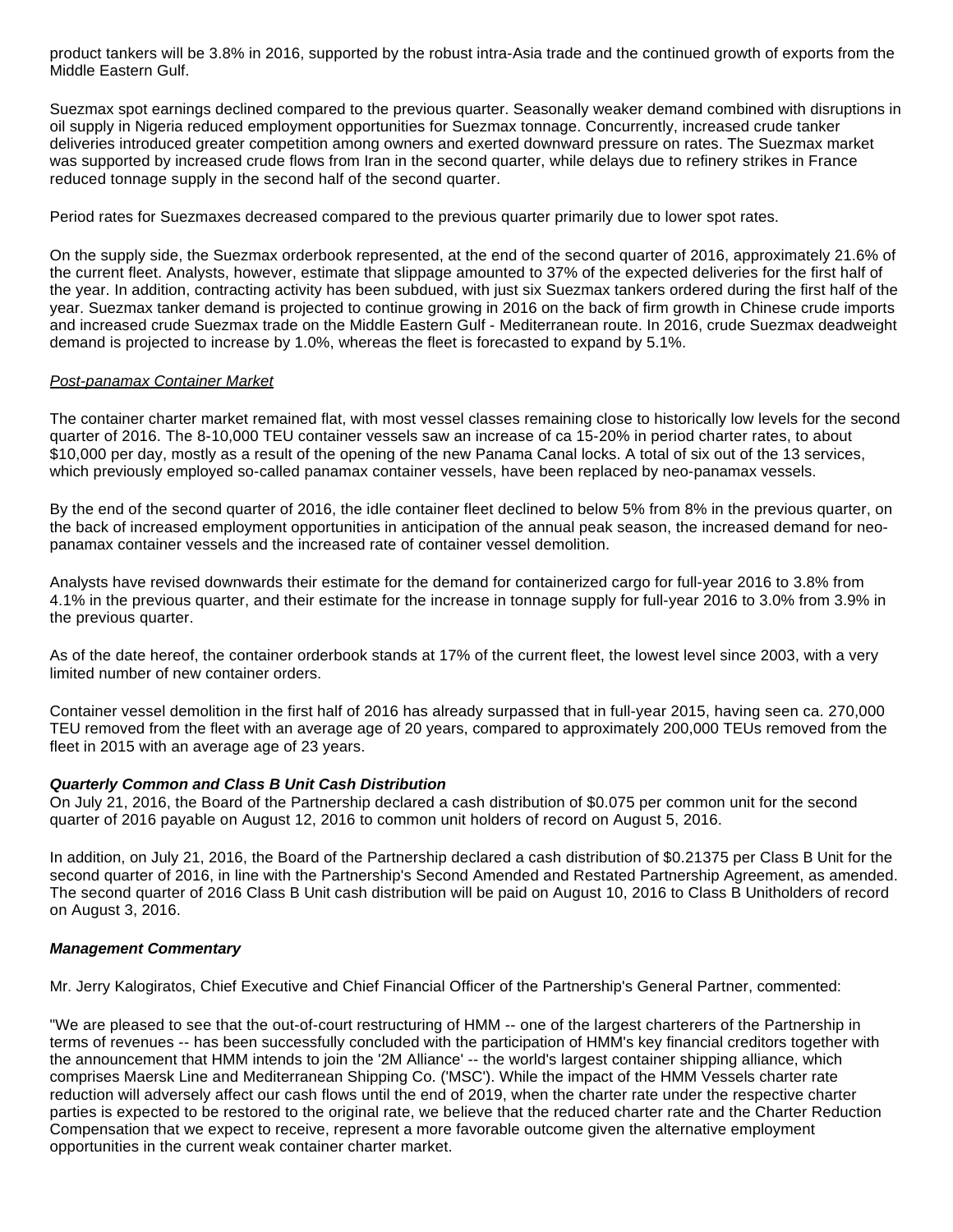product tankers will be 3.8% in 2016, supported by the robust intra-Asia trade and the continued growth of exports from the Middle Eastern Gulf.

Suezmax spot earnings declined compared to the previous quarter. Seasonally weaker demand combined with disruptions in oil supply in Nigeria reduced employment opportunities for Suezmax tonnage. Concurrently, increased crude tanker deliveries introduced greater competition among owners and exerted downward pressure on rates. The Suezmax market was supported by increased crude flows from Iran in the second quarter, while delays due to refinery strikes in France reduced tonnage supply in the second half of the second quarter.

Period rates for Suezmaxes decreased compared to the previous quarter primarily due to lower spot rates.

On the supply side, the Suezmax orderbook represented, at the end of the second quarter of 2016, approximately 21.6% of the current fleet. Analysts, however, estimate that slippage amounted to 37% of the expected deliveries for the first half of the year. In addition, contracting activity has been subdued, with just six Suezmax tankers ordered during the first half of the year. Suezmax tanker demand is projected to continue growing in 2016 on the back of firm growth in Chinese crude imports and increased crude Suezmax trade on the Middle Eastern Gulf - Mediterranean route. In 2016, crude Suezmax deadweight demand is projected to increase by 1.0%, whereas the fleet is forecasted to expand by 5.1%.

*Post-panamax Container Market*

The container charter market remained flat, with most vessel classes remaining close to historically low levels for the second quarter of 2016. The 8-10,000 TEU container vessels saw an increase of ca 15-20% in period charter rates, to about $10,000 per day, mostly as a result of the opening of the new Panama Canal locks. A total of six out of the 13 services, which previously employed so-called panamax container vessels, have been replaced by neo-panamax vessels.

By the end of the second quarter of 2016, the idle container fleet declined to below 5% from 8% in the previous quarter, on the back of increased employment opportunities in anticipation of the annual peak season, the increased demand for neo-panamax container vessels and the increased rate of container vessel demolition.

Analysts have revised downwards their estimate for the demand for containerized cargo for full-year 2016 to 3.8% from 4.1% in the previous quarter, and their estimate for the increase in tonnage supply for full-year 2016 to 3.0% from 3.9% in the previous quarter.

As of the date hereof, the container orderbook stands at 17% of the current fleet, the lowest level since 2003, with a very limited number of new container orders.

Container vessel demolition in the first half of 2016 has already surpassed that in full-year 2015, having seen ca. 270,000 TEU removed from the fleet with an average age of 20 years, compared to approximately 200,000 TEUs removed from the fleet in 2015 with an average age of 23 years.

***Quarterly Common and Class B Unit Cash Distribution***

On July 21, 2016, the Board of the Partnership declared a cash distribution of $0.075 per common unit for the second quarter of 2016 payable on August 12, 2016 to common unit holders of record on August 5, 2016.

In addition, on July 21, 2016, the Board of the Partnership declared a cash distribution of $0.21375 per Class B Unit for the second quarter of 2016, in line with the Partnership's Second Amended and Restated Partnership Agreement, as amended. The second quarter of 2016 Class B Unit cash distribution will be paid on August 10, 2016 to Class B Unitholders of record on August 3, 2016.

***Management Commentary***

Mr. Jerry Kalogiratos, Chief Executive and Chief Financial Officer of the Partnership's General Partner, commented:

"We are pleased to see that the out-of-court restructuring of HMM -- one of the largest charterers of the Partnership in terms of revenues -- has been successfully concluded with the participation of HMM's key financial creditors together with the announcement that HMM intends to join the '2M Alliance' -- the world's largest container shipping alliance, which comprises Maersk Line and Mediterranean Shipping Co. ('MSC'). While the impact of the HMM Vessels charter rate reduction will adversely affect our cash flows until the end of 2019, when the charter rate under the respective charter parties is expected to be restored to the original rate, we believe that the reduced charter rate and the Charter Reduction Compensation that we expect to receive, represent a more favorable outcome given the alternative employment opportunities in the current weak container charter market.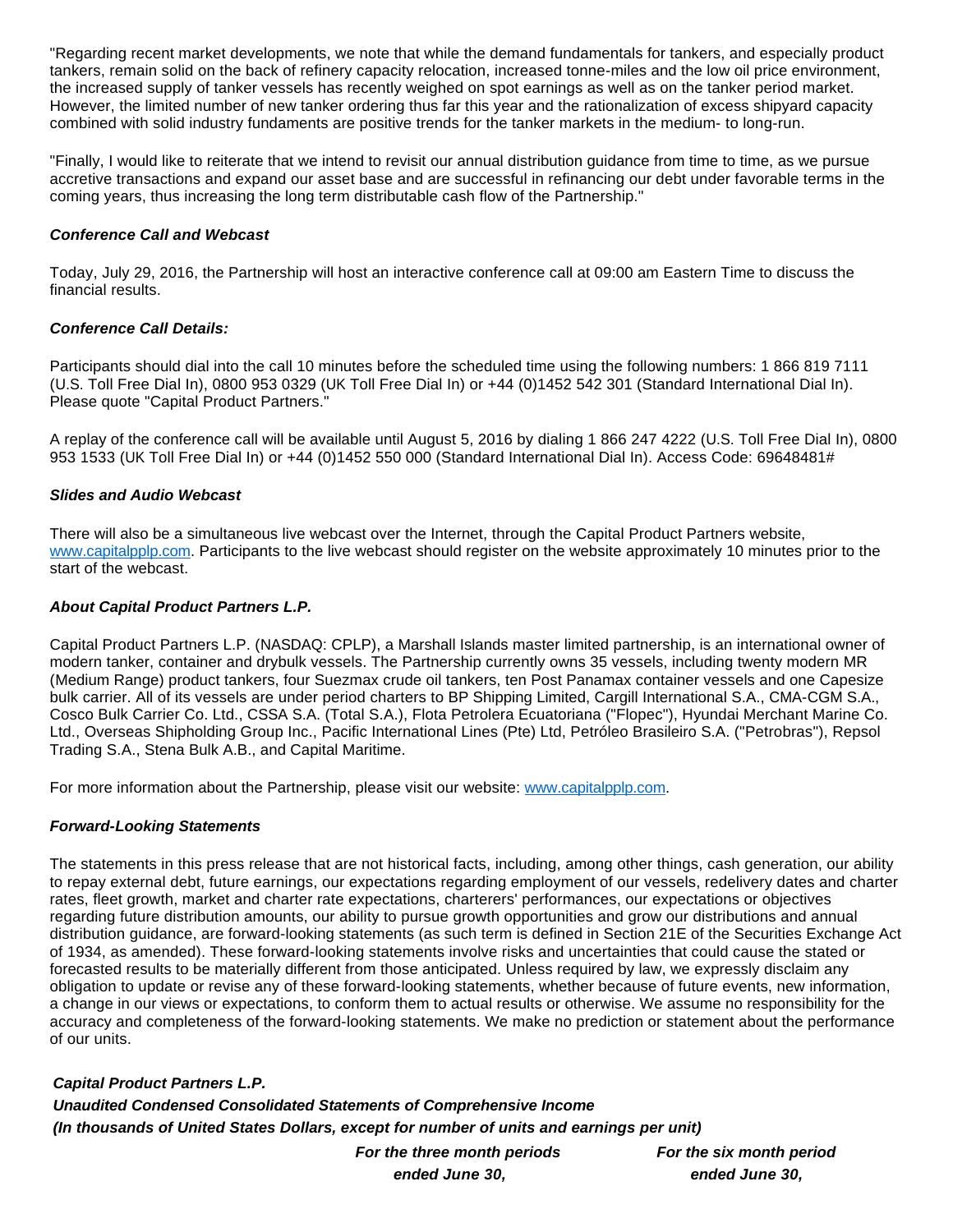"Regarding recent market developments, we note that while the demand fundamentals for tankers, and especially product tankers, remain solid on the back of refinery capacity relocation, increased tonne-miles and the low oil price environment, the increased supply of tanker vessels has recently weighed on spot earnings as well as on the tanker period market. However, the limited number of new tanker ordering thus far this year and the rationalization of excess shipyard capacity combined with solid industry fundaments are positive trends for the tanker markets in the medium- to long-run.

"Finally, I would like to reiterate that we intend to revisit our annual distribution guidance from time to time, as we pursue accretive transactions and expand our asset base and are successful in refinancing our debt under favorable terms in the coming years, thus increasing the long term distributable cash flow of the Partnership."

***Conference Call and Webcast***

Today, July 29, 2016, the Partnership will host an interactive conference call at 09:00 am Eastern Time to discuss the financial results.

***Conference Call Details:***

Participants should dial into the call 10 minutes before the scheduled time using the following numbers: 1 866 819 7111 (U.S. Toll Free Dial In), 0800 953 0329 (UK Toll Free Dial In) or +44 (0)1452 542 301 (Standard International Dial In). Please quote "Capital Product Partners."

A replay of the conference call will be available until August 5, 2016 by dialing 1 866 247 4222 (U.S. Toll Free Dial In), 0800 953 1533 (UK Toll Free Dial In) or +44 (0)1452 550 000 (Standard International Dial In). Access Code: 69648481#

***Slides and Audio Webcast***

There will also be a simultaneous live webcast over the Internet, through the Capital Product Partners website, www.capitalpplp.com. Participants to the live webcast should register on the website approximately 10 minutes prior to the start of the webcast.

***About Capital Product Partners L.P.***

Capital Product Partners L.P. (NASDAQ: CPLP), a Marshall Islands master limited partnership, is an international owner of modern tanker, container and drybulk vessels. The Partnership currently owns 35 vessels, including twenty modern MR (Medium Range) product tankers, four Suezmax crude oil tankers, ten Post Panamax container vessels and one Capesize bulk carrier. All of its vessels are under period charters to BP Shipping Limited, Cargill International S.A., CMA-CGM S.A., Cosco Bulk Carrier Co. Ltd., CSSA S.A. (Total S.A.), Flota Petrolera Ecuatoriana ("Flopec"), Hyundai Merchant Marine Co. Ltd., Overseas Shipholding Group Inc., Pacific International Lines (Pte) Ltd, Petróleo Brasileiro S.A. ("Petrobras"), Repsol Trading S.A., Stena Bulk A.B., and Capital Maritime.

For more information about the Partnership, please visit our website: www.capitalpplp.com.

***Forward-Looking Statements***

The statements in this press release that are not historical facts, including, among other things, cash generation, our ability to repay external debt, future earnings, our expectations regarding employment of our vessels, redelivery dates and charter rates, fleet growth, market and charter rate expectations, charterers' performances, our expectations or objectives regarding future distribution amounts, our ability to pursue growth opportunities and grow our distributions and annual distribution guidance, are forward-looking statements (as such term is defined in Section 21E of the Securities Exchange Act of 1934, as amended). These forward-looking statements involve risks and uncertainties that could cause the stated or forecasted results to be materially different from those anticipated. Unless required by law, we expressly disclaim any obligation to update or revise any of these forward-looking statements, whether because of future events, new information, a change in our views or expectations, to conform them to actual results or otherwise. We assume no responsibility for the accuracy and completeness of the forward-looking statements. We make no prediction or statement about the performance of our units.

***Capital Product Partners L.P.***
***Unaudited Condensed Consolidated Statements of Comprehensive Income***
***(In thousands of United States Dollars, except for number of units and earnings per unit)***

| | *For the three month periods ended June 30,* | *For the six month period ended June 30,* |
|---|---|---|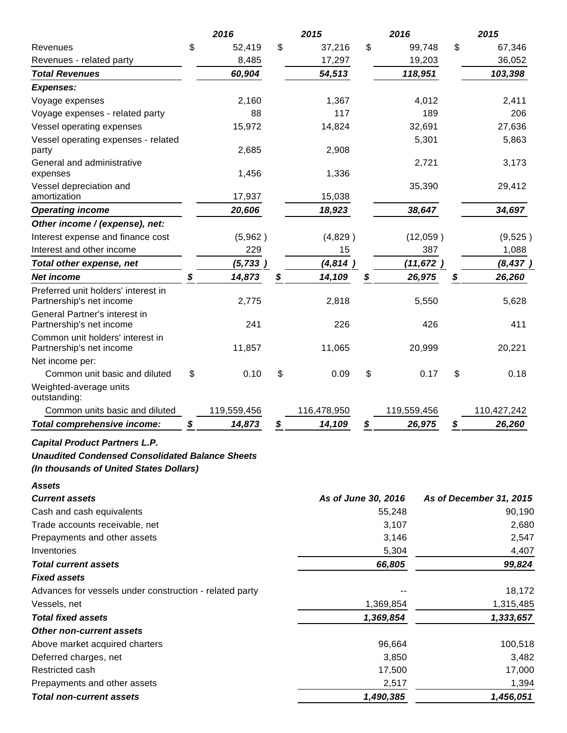| | 2016 | 2015 | 2016 | 2015 |
|---|---|---|---|---|
| Revenues | $ 52,419 | $ 37,216 | $ 99,748 | $ 67,346 |
| Revenues - related party | 8,485 | 17,297 | 19,203 | 36,052 |
| ***Total Revenues*** | ***60,904*** | ***54,513*** | ***118,951*** | ***103,398*** |
| ***Expenses:*** | | | | |
| Voyage expenses | 2,160 | 1,367 | 4,012 | 2,411 |
| Voyage expenses - related party | 88 | 117 | 189 | 206 |
| Vessel operating expenses | 15,972 | 14,824 | 32,691 | 27,636 |
| Vessel operating expenses - related party | 2,685 | 2,908 | 5,301 | 5,863 |
| General and administrative expenses | 1,456 | 1,336 | 2,721 | 3,173 |
| Vessel depreciation and amortization | 17,937 | 15,038 | 35,390 | 29,412 |
| ***Operating income*** | ***20,606*** | ***18,923*** | ***38,647*** | ***34,697*** |
| ***Other income / (expense), net:*** | | | | |
| Interest expense and finance cost | (5,962 ) | (4,829 ) | (12,059 ) | (9,525 ) |
| Interest and other income | 229 | 15 | 387 | 1,088 |
| ***Total other expense, net*** | ***(5,733 )*** | ***(4,814 )*** | ***(11,672 )*** | ***(8,437 )*** |
| ***Net income*** | ***$ 14,873*** | ***$ 14,109*** | ***$ 26,975*** | ***$ 26,260*** |
| Preferred unit holders' interest in Partnership's net income | 2,775 | 2,818 | 5,550 | 5,628 |
| General Partner's interest in Partnership's net income | 241 | 226 | 426 | 411 |
| Common unit holders' interest in Partnership's net income | 11,857 | 11,065 | 20,999 | 20,221 |
| Net income per: | | | | |
| Common unit basic and diluted | $ 0.10 | $ 0.09 | $ 0.17 | $ 0.18 |
| Weighted-average units outstanding: | | | | |
| Common units basic and diluted | 119,559,456 | 116,478,950 | 119,559,456 | 110,427,242 |
| ***Total comprehensive income:*** | ***$ 14,873*** | ***$ 14,109*** | ***$ 26,975*** | ***$ 26,260*** |

***Capital Product Partners L.P.***
***Unaudited Condensed Consolidated Balance Sheets***
***(In thousands of United States Dollars)***

| ***Assets*** | | |
|---|---|---|
| ***Current assets*** | ***As of June 30, 2016*** | ***As of December 31, 2015*** |
| Cash and cash equivalents | 55,248 | 90,190 |
| Trade accounts receivable, net | 3,107 | 2,680 |
| Prepayments and other assets | 3,146 | 2,547 |
| Inventories | 5,304 | 4,407 |
| ***Total current assets*** | ***66,805*** | ***99,824*** |
| ***Fixed assets*** | | |
| Advances for vessels under construction - related party | -- | 18,172 |
| Vessels, net | 1,369,854 | 1,315,485 |
| ***Total fixed assets*** | ***1,369,854*** | ***1,333,657*** |
| ***Other non-current assets*** | | |
| Above market acquired charters | 96,664 | 100,518 |
| Deferred charges, net | 3,850 | 3,482 |
| Restricted cash | 17,500 | 17,000 |
| Prepayments and other assets | 2,517 | 1,394 |
| ***Total non-current assets*** | ***1,490,385*** | ***1,456,051*** |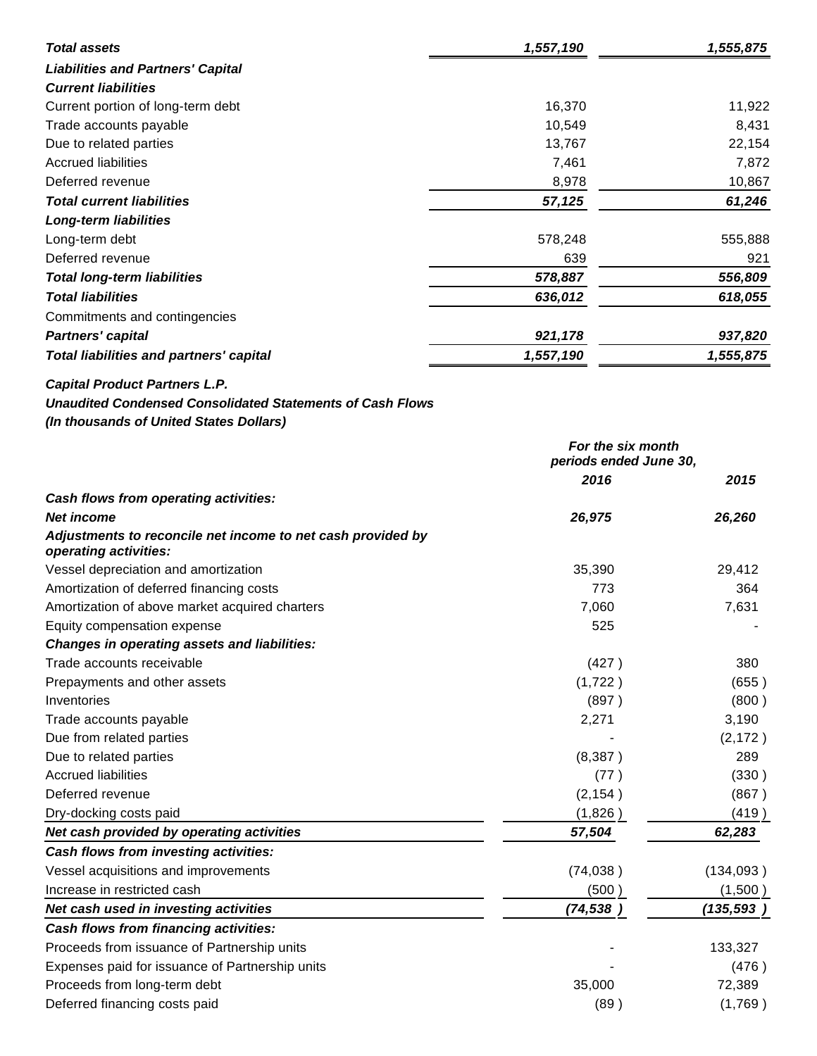| | | |
|---|---|---|
| ***Total assets*** | ***1,557,190*** | ***1,555,875*** |
| ***Liabilities and Partners' Capital*** | | |
| ***Current liabilities*** | | |
| Current portion of long-term debt | 16,370 | 11,922 |
| Trade accounts payable | 10,549 | 8,431 |
| Due to related parties | 13,767 | 22,154 |
| Accrued liabilities | 7,461 | 7,872 |
| Deferred revenue | 8,978 | 10,867 |
| ***Total current liabilities*** | ***57,125*** | ***61,246*** |
| ***Long-term liabilities*** | | |
| Long-term debt | 578,248 | 555,888 |
| Deferred revenue | 639 | 921 |
| ***Total long-term liabilities*** | ***578,887*** | ***556,809*** |
| ***Total liabilities*** | ***636,012*** | ***618,055*** |
| Commitments and contingencies | | |
| ***Partners' capital*** | ***921,178*** | ***937,820*** |
| ***Total liabilities and partners' capital*** | ***1,557,190*** | ***1,555,875*** |

***Capital Product Partners L.P.***

***Unaudited Condensed Consolidated Statements of Cash Flows***

***(In thousands of United States Dollars)***

| | *For the six month periods ended June 30,* | |
|---|---|---|
| | ***2016*** | ***2015*** |
| ***Cash flows from operating activities:*** | | |
| ***Net income*** | ***26,975*** | ***26,260*** |
| ***Adjustments to reconcile net income to net cash provided by operating activities:*** | | |
| Vessel depreciation and amortization | 35,390 | 29,412 |
| Amortization of deferred financing costs | 773 | 364 |
| Amortization of above market acquired charters | 7,060 | 7,631 |
| Equity compensation expense | 525 | - |
| ***Changes in operating assets and liabilities:*** | | |
| Trade accounts receivable | (427 ) | 380 |
| Prepayments and other assets | (1,722 ) | (655 ) |
| Inventories | (897 ) | (800 ) |
| Trade accounts payable | 2,271 | 3,190 |
| Due from related parties | - | (2,172 ) |
| Due to related parties | (8,387 ) | 289 |
| Accrued liabilities | (77 ) | (330 ) |
| Deferred revenue | (2,154 ) | (867 ) |
| Dry-docking costs paid | (1,826 ) | (419 ) |
| ***Net cash provided by operating activities*** | ***57,504*** | ***62,283*** |
| ***Cash flows from investing activities:*** | | |
| Vessel acquisitions and improvements | (74,038 ) | (134,093 ) |
| Increase in restricted cash | (500 ) | (1,500 ) |
| ***Net cash used in investing activities*** | ***(74,538 )*** | ***(135,593 )*** |
| ***Cash flows from financing activities:*** | | |
| Proceeds from issuance of Partnership units | - | 133,327 |
| Expenses paid for issuance of Partnership units | - | (476 ) |
| Proceeds from long-term debt | 35,000 | 72,389 |
| Deferred financing costs paid | (89 ) | (1,769 ) |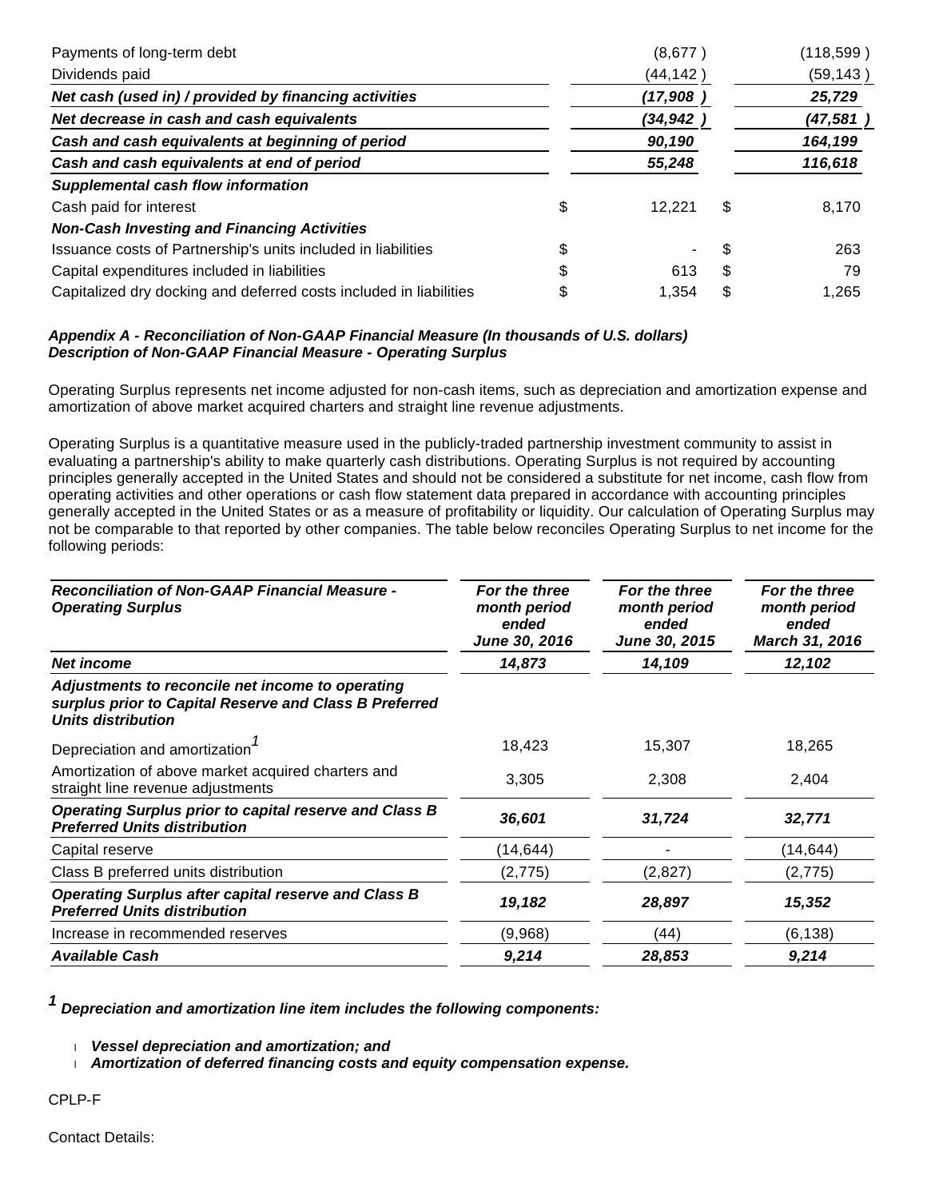| | | | | |
|---|---|---|---|---|
| Payments of long-term debt | | (8,677 ) | | (118,599 ) |
| Dividends paid | | (44,142 ) | | (59,143 ) |
| ***Net cash (used in) / provided by financing activities*** | | ***(17,908 )*** | | ***25,729*** |
| ***Net decrease in cash and cash equivalents*** | | ***(34,942 )*** | | ***(47,581 )*** |
| ***Cash and cash equivalents at beginning of period*** | | ***90,190*** | | ***164,199*** |
| ***Cash and cash equivalents at end of period*** | | ***55,248*** | | ***116,618*** |
| ***Supplemental cash flow information*** | | | | |
| Cash paid for interest | $ | 12,221 | $ | 8,170 |
| ***Non-Cash Investing and Financing Activities*** | | | | |
| Issuance costs of Partnership's units included in liabilities | $ | - | $ | 263 |
| Capital expenditures included in liabilities | $ | 613 | $ | 79 |
| Capitalized dry docking and deferred costs included in liabilities | $ | 1,354 | $ | 1,265 |

***Appendix A - Reconciliation of Non-GAAP Financial Measure (In thousands of U.S. dollars)***
***Description of Non-GAAP Financial Measure - Operating Surplus***

Operating Surplus represents net income adjusted for non-cash items, such as depreciation and amortization expense and amortization of above market acquired charters and straight line revenue adjustments.

Operating Surplus is a quantitative measure used in the publicly-traded partnership investment community to assist in evaluating a partnership's ability to make quarterly cash distributions. Operating Surplus is not required by accounting principles generally accepted in the United States and should not be considered a substitute for net income, cash flow from operating activities and other operations or cash flow statement data prepared in accordance with accounting principles generally accepted in the United States or as a measure of profitability or liquidity. Our calculation of Operating Surplus may not be comparable to that reported by other companies. The table below reconciles Operating Surplus to net income for the following periods:

| ***Reconciliation of Non-GAAP Financial Measure - Operating Surplus*** | ***For the three month period ended June 30, 2016*** | ***For the three month period ended June 30, 2015*** | ***For the three month period ended March 31, 2016*** |
|---|---|---|---|
| ***Net income*** | ***14,873*** | ***14,109*** | ***12,102*** |
| ***Adjustments to reconcile net income to operating surplus prior to Capital Reserve and Class B Preferred Units distribution*** | | | |
| Depreciation and amortization[1] | 18,423 | 15,307 | 18,265 |
| Amortization of above market acquired charters and straight line revenue adjustments | 3,305 | 2,308 | 2,404 |
| ***Operating Surplus prior to capital reserve and Class B Preferred Units distribution*** | ***36,601*** | ***31,724*** | ***32,771*** |
| Capital reserve | (14,644) | - | (14,644) |
| Class B preferred units distribution | (2,775) | (2,827) | (2,775) |
| ***Operating Surplus after capital reserve and Class B Preferred Units distribution*** | ***19,182*** | ***28,897*** | ***15,352*** |
| Increase in recommended reserves | (9,968) | (44) | (6,138) |
| ***Available Cash*** | ***9,214*** | ***28,853*** | ***9,214*** |

[1] ***Depreciation and amortization line item includes the following components:***

- ***Vessel depreciation and amortization; and***
- ***Amortization of deferred financing costs and equity compensation expense.***

CPLP-F

Contact Details: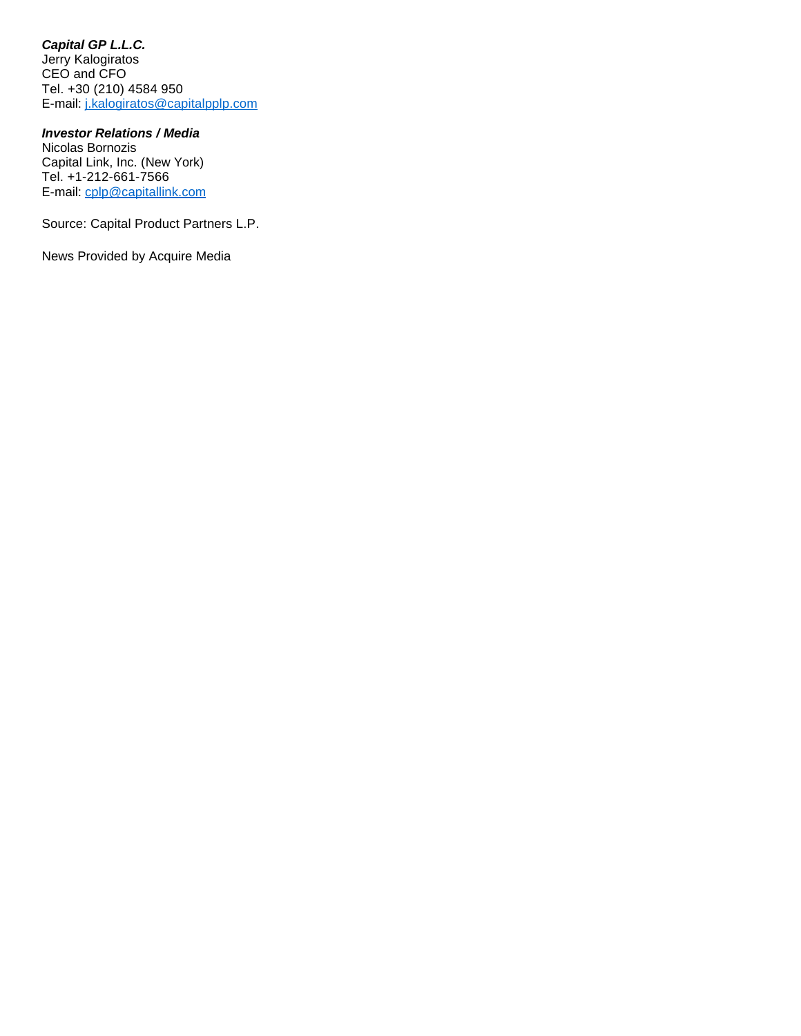***Capital GP L.L.C.***
Jerry Kalogiratos
CEO and CFO
Tel. +30 (210) 4584 950
E-mail: j.kalogiratos@capitalpplp.com

***Investor Relations / Media***
Nicolas Bornozis
Capital Link, Inc. (New York)
Tel. +1-212-661-7566
E-mail: cplp@capitallink.com

Source: Capital Product Partners L.P.

News Provided by Acquire Media